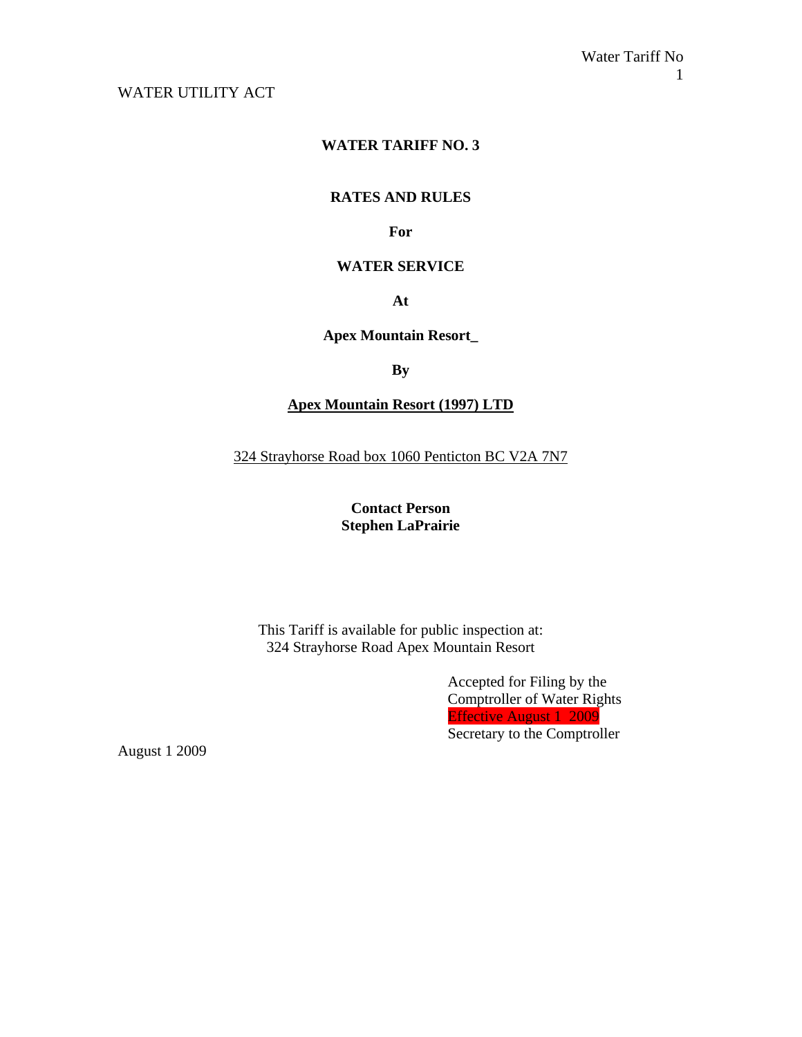WATER UTILITY ACT

# WATER TARIFF NO. 3

## RATES AND RULES

**For**

**WATER SERVICE**

**At**

**Apex Mountain Resort_**

**By**

**Apex Mountain Resort (1997) LTD**

324 Strayhorse Road box 1060 Penticton BC V2A 7N7

**Contact Person**
**Stephen LaPrairie**

This Tariff is available for public inspection at:
324 Strayhorse Road Apex Mountain Resort

Accepted for Filing by the
Comptroller of Water Rights
Effective August 1 2009
Secretary to the Comptroller

August 1 2009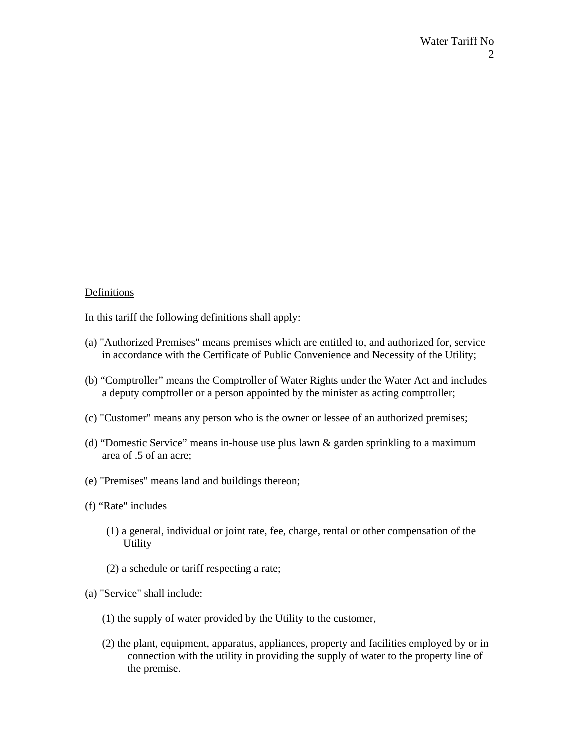Definitions

In this tariff the following definitions shall apply:

(a) "Authorized Premises" means premises which are entitled to, and authorized for, service in accordance with the Certificate of Public Convenience and Necessity of the Utility;

(b) "Comptroller" means the Comptroller of Water Rights under the Water Act and includes a deputy comptroller or a person appointed by the minister as acting comptroller;

(c) "Customer" means any person who is the owner or lessee of an authorized premises;

(d) "Domestic Service" means in-house use plus lawn & garden sprinkling to a maximum area of .5 of an acre;

(e) "Premises" means land and buildings thereon;

(f) "Rate" includes

  (1) a general, individual or joint rate, fee, charge, rental or other compensation of the Utility

  (2) a schedule or tariff respecting a rate;

(a) "Service" shall include:

  (1) the supply of water provided by the Utility to the customer,

  (2) the plant, equipment, apparatus, appliances, property and facilities employed by or in connection with the utility in providing the supply of water to the property line of the premise.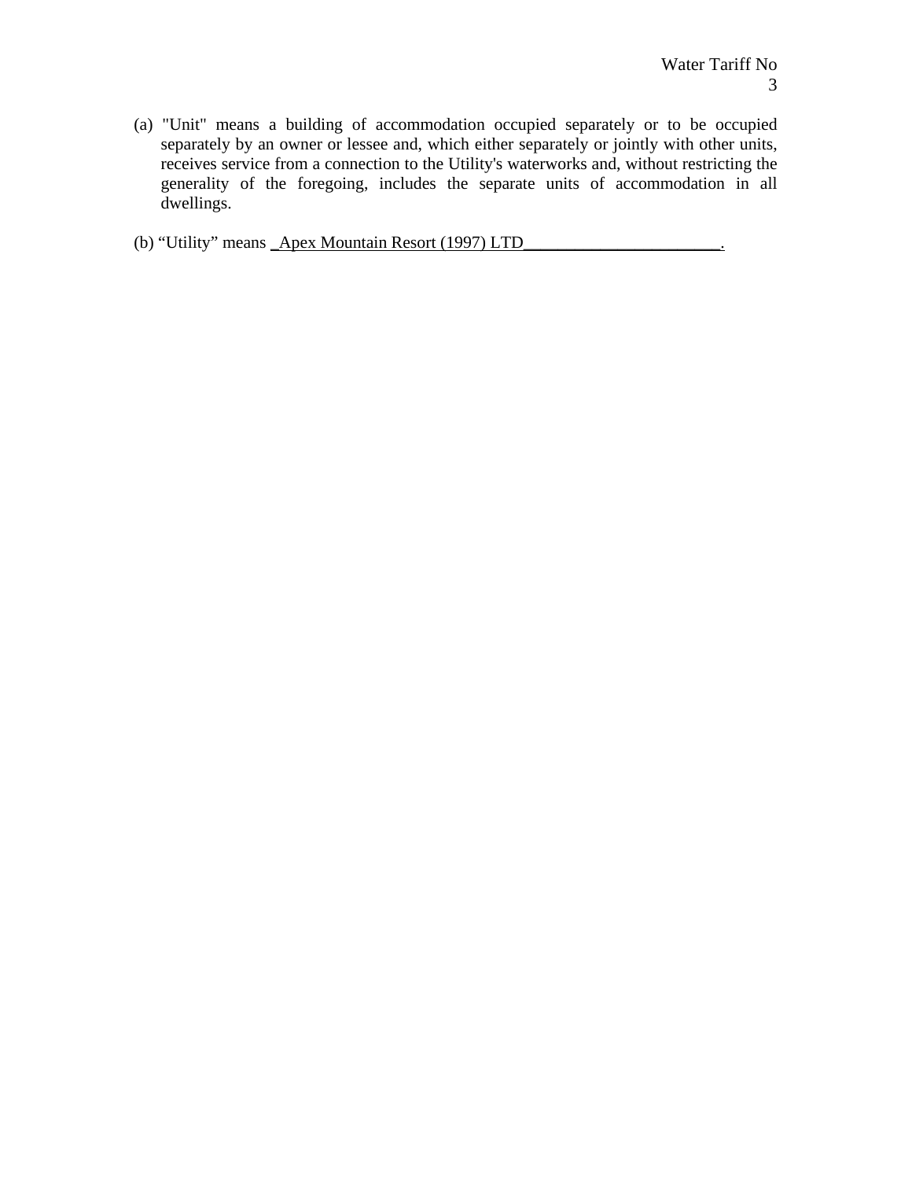(a) "Unit" means a building of accommodation occupied separately or to be occupied separately by an owner or lessee and, which either separately or jointly with other units, receives service from a connection to the Utility's waterworks and, without restricting the generality of the foregoing, includes the separate units of accommodation in all dwellings.

(b) “Utility” means _Apex Mountain Resort (1997) LTD_______________________.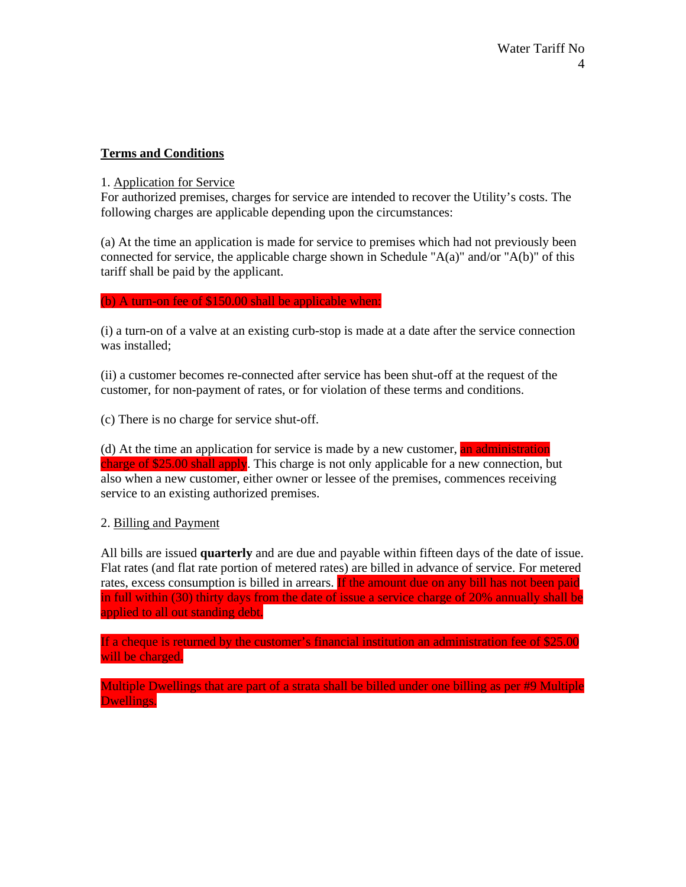**Terms and Conditions**

1. Application for Service

For authorized premises, charges for service are intended to recover the Utility's costs. The following charges are applicable depending upon the circumstances:

(a) At the time an application is made for service to premises which had not previously been connected for service, the applicable charge shown in Schedule "A(a)" and/or "A(b)" of this tariff shall be paid by the applicant.

(b) A turn-on fee of $150.00 shall be applicable when:

(i) a turn-on of a valve at an existing curb-stop is made at a date after the service connection was installed;

(ii) a customer becomes re-connected after service has been shut-off at the request of the customer, for non-payment of rates, or for violation of these terms and conditions.

(c) There is no charge for service shut-off.

(d) At the time an application for service is made by a new customer, an administration charge of $25.00 shall apply. This charge is not only applicable for a new connection, but also when a new customer, either owner or lessee of the premises, commences receiving service to an existing authorized premises.

2. Billing and Payment

All bills are issued **quarterly** and are due and payable within fifteen days of the date of issue. Flat rates (and flat rate portion of metered rates) are billed in advance of service. For metered rates, excess consumption is billed in arrears. If the amount due on any bill has not been paid in full within (30) thirty days from the date of issue a service charge of 20% annually shall be applied to all out standing debt.

If a cheque is returned by the customer's financial institution an administration fee of $25.00 will be charged.

Multiple Dwellings that are part of a strata shall be billed under one billing as per #9 Multiple Dwellings.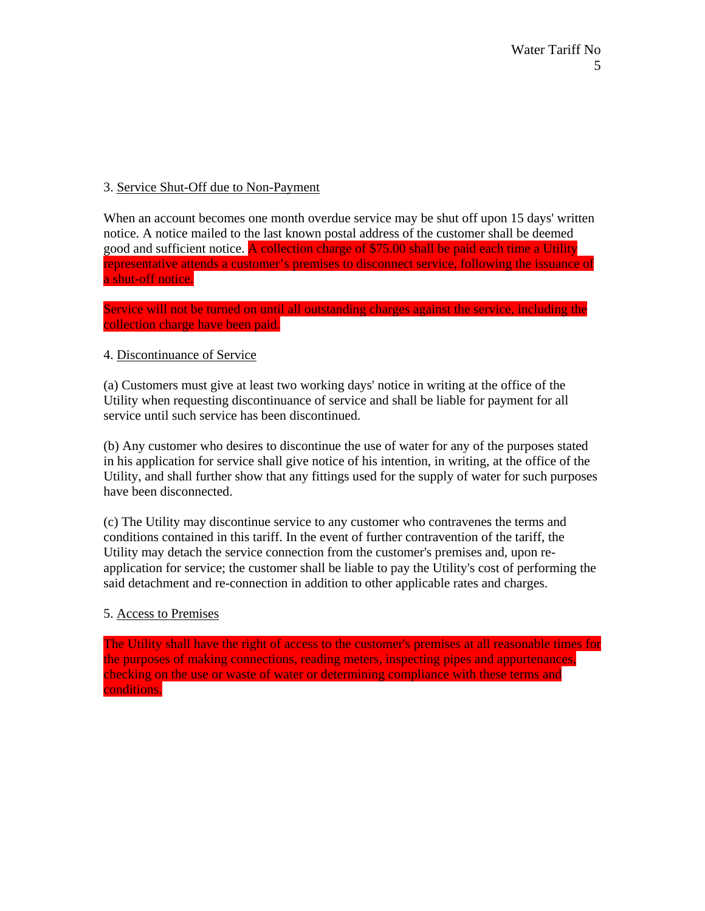3. Service Shut-Off due to Non-Payment

When an account becomes one month overdue service may be shut off upon 15 days' written notice. A notice mailed to the last known postal address of the customer shall be deemed good and sufficient notice. A collection charge of $75.00 shall be paid each time a Utility representative attends a customer's premises to disconnect service, following the issuance of a shut-off notice.

Service will not be turned on until all outstanding charges against the service, including the collection charge have been paid.

4. Discontinuance of Service

(a) Customers must give at least two working days' notice in writing at the office of the Utility when requesting discontinuance of service and shall be liable for payment for all service until such service has been discontinued.

(b) Any customer who desires to discontinue the use of water for any of the purposes stated in his application for service shall give notice of his intention, in writing, at the office of the Utility, and shall further show that any fittings used for the supply of water for such purposes have been disconnected.

(c) The Utility may discontinue service to any customer who contravenes the terms and conditions contained in this tariff. In the event of further contravention of the tariff, the Utility may detach the service connection from the customer's premises and, upon re-application for service; the customer shall be liable to pay the Utility's cost of performing the said detachment and re-connection in addition to other applicable rates and charges.

5. Access to Premises

The Utility shall have the right of access to the customer's premises at all reasonable times for the purposes of making connections, reading meters, inspecting pipes and appurtenances, checking on the use or waste of water or determining compliance with these terms and conditions.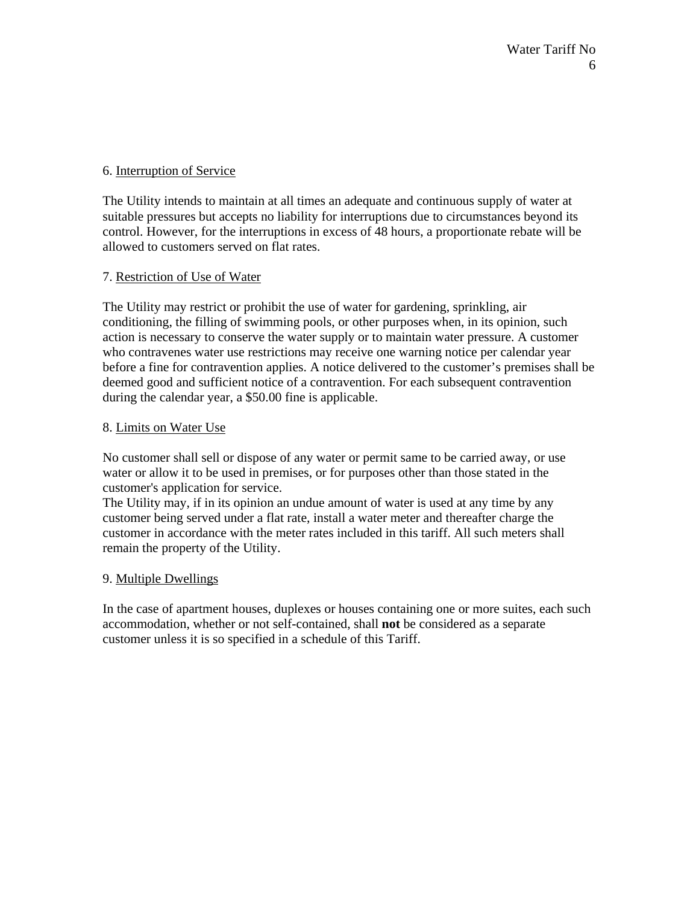6. Interruption of Service

The Utility intends to maintain at all times an adequate and continuous supply of water at suitable pressures but accepts no liability for interruptions due to circumstances beyond its control. However, for the interruptions in excess of 48 hours, a proportionate rebate will be allowed to customers served on flat rates.

7. Restriction of Use of Water

The Utility may restrict or prohibit the use of water for gardening, sprinkling, air conditioning, the filling of swimming pools, or other purposes when, in its opinion, such action is necessary to conserve the water supply or to maintain water pressure. A customer who contravenes water use restrictions may receive one warning notice per calendar year before a fine for contravention applies. A notice delivered to the customer's premises shall be deemed good and sufficient notice of a contravention. For each subsequent contravention during the calendar year, a $50.00 fine is applicable.

8. Limits on Water Use

No customer shall sell or dispose of any water or permit same to be carried away, or use water or allow it to be used in premises, or for purposes other than those stated in the customer's application for service.
The Utility may, if in its opinion an undue amount of water is used at any time by any customer being served under a flat rate, install a water meter and thereafter charge the customer in accordance with the meter rates included in this tariff. All such meters shall remain the property of the Utility.

9. Multiple Dwellings

In the case of apartment houses, duplexes or houses containing one or more suites, each such accommodation, whether or not self-contained, shall **not** be considered as a separate customer unless it is so specified in a schedule of this Tariff.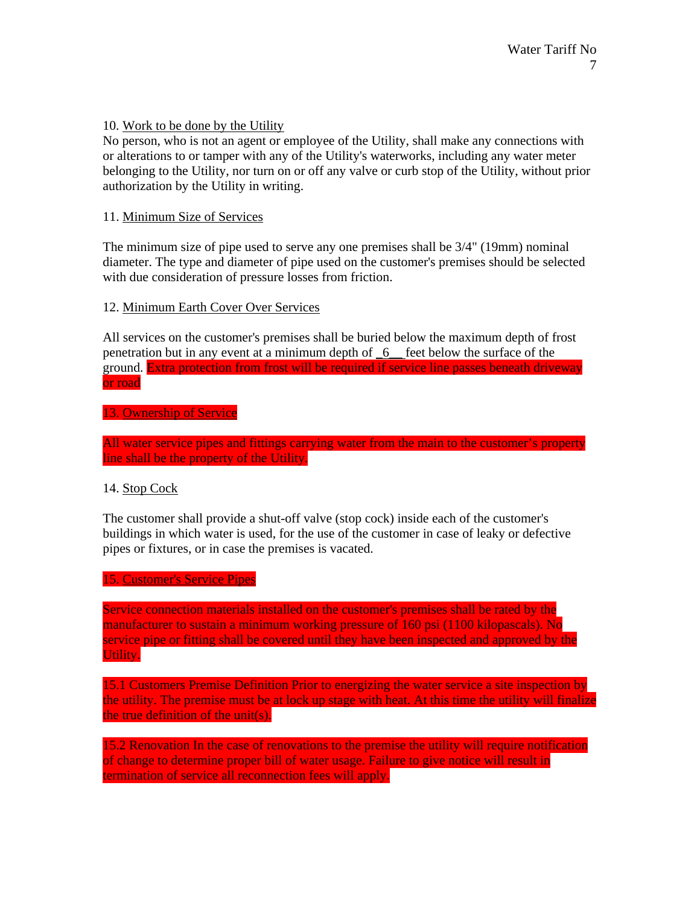10. Work to be done by the Utility

No person, who is not an agent or employee of the Utility, shall make any connections with or alterations to or tamper with any of the Utility's waterworks, including any water meter belonging to the Utility, nor turn on or off any valve or curb stop of the Utility, without prior authorization by the Utility in writing.

11. Minimum Size of Services

The minimum size of pipe used to serve any one premises shall be 3/4" (19mm) nominal diameter. The type and diameter of pipe used on the customer's premises should be selected with due consideration of pressure losses from friction.

12. Minimum Earth Cover Over Services

All services on the customer's premises shall be buried below the maximum depth of frost penetration but in any event at a minimum depth of _6__ feet below the surface of the ground. Extra protection from frost will be required if service line passes beneath driveway or road

13. Ownership of Service

All water service pipes and fittings carrying water from the main to the customer's property line shall be the property of the Utility.

14. Stop Cock

The customer shall provide a shut-off valve (stop cock) inside each of the customer's buildings in which water is used, for the use of the customer in case of leaky or defective pipes or fixtures, or in case the premises is vacated.

15. Customer's Service Pipes

Service connection materials installed on the customer's premises shall be rated by the manufacturer to sustain a minimum working pressure of 160 psi (1100 kilopascals). No service pipe or fitting shall be covered until they have been inspected and approved by the Utility.

15.1 Customers Premise Definition Prior to energizing the water service a site inspection by the utility. The premise must be at lock up stage with heat. At this time the utility will finalize the true definition of the unit(s).

15.2 Renovation In the case of renovations to the premise the utility will require notification of change to determine proper bill of water usage. Failure to give notice will result in termination of service all reconnection fees will apply.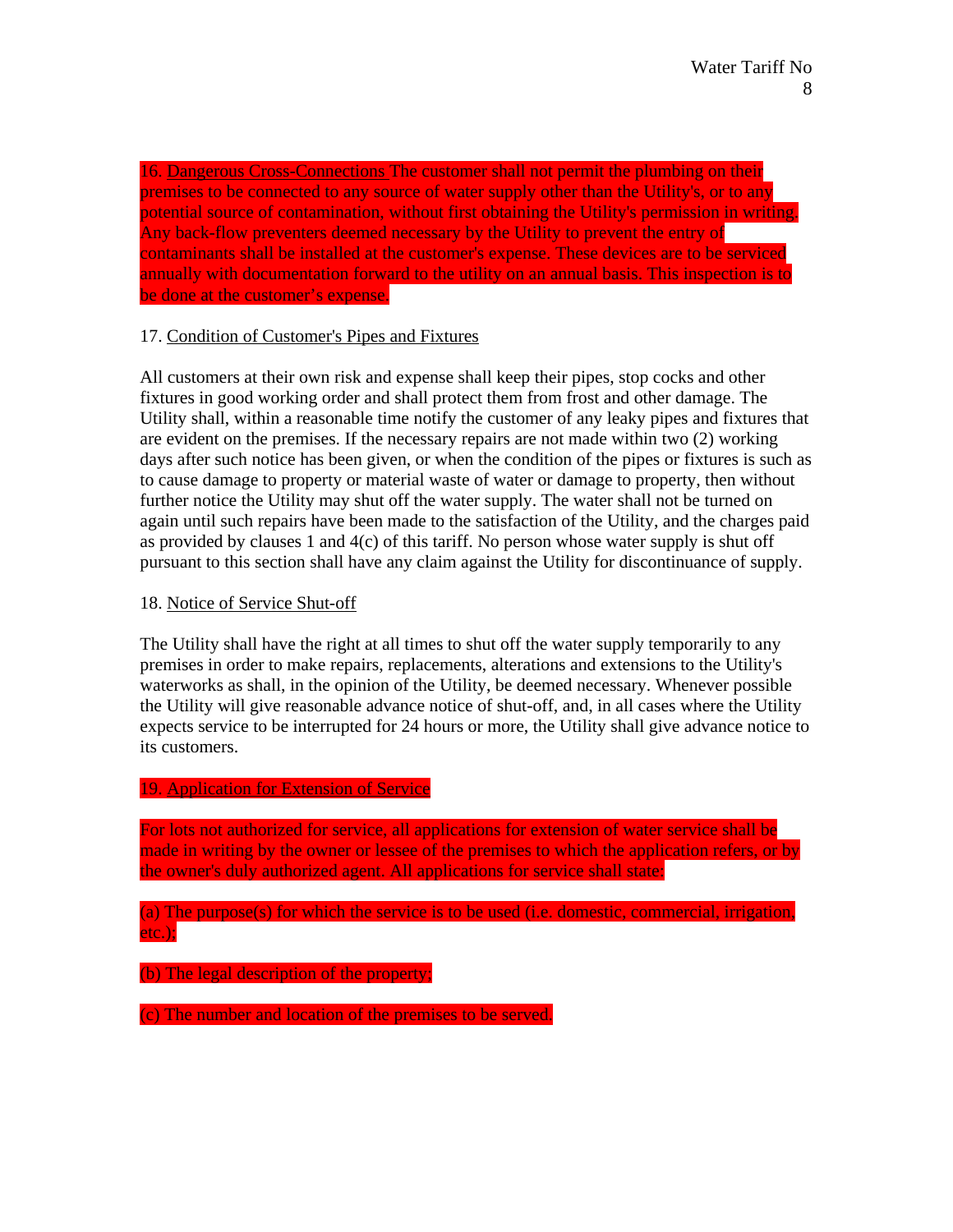16. Dangerous Cross-Connections The customer shall not permit the plumbing on their premises to be connected to any source of water supply other than the Utility's, or to any potential source of contamination, without first obtaining the Utility's permission in writing. Any back-flow preventers deemed necessary by the Utility to prevent the entry of contaminants shall be installed at the customer's expense. These devices are to be serviced annually with documentation forward to the utility on an annual basis. This inspection is to be done at the customer's expense.

17. Condition of Customer's Pipes and Fixtures

All customers at their own risk and expense shall keep their pipes, stop cocks and other fixtures in good working order and shall protect them from frost and other damage. The Utility shall, within a reasonable time notify the customer of any leaky pipes and fixtures that are evident on the premises. If the necessary repairs are not made within two (2) working days after such notice has been given, or when the condition of the pipes or fixtures is such as to cause damage to property or material waste of water or damage to property, then without further notice the Utility may shut off the water supply. The water shall not be turned on again until such repairs have been made to the satisfaction of the Utility, and the charges paid as provided by clauses 1 and 4(c) of this tariff. No person whose water supply is shut off pursuant to this section shall have any claim against the Utility for discontinuance of supply.

18. Notice of Service Shut-off

The Utility shall have the right at all times to shut off the water supply temporarily to any premises in order to make repairs, replacements, alterations and extensions to the Utility's waterworks as shall, in the opinion of the Utility, be deemed necessary. Whenever possible the Utility will give reasonable advance notice of shut-off, and, in all cases where the Utility expects service to be interrupted for 24 hours or more, the Utility shall give advance notice to its customers.

19. Application for Extension of Service

For lots not authorized for service, all applications for extension of water service shall be made in writing by the owner or lessee of the premises to which the application refers, or by the owner's duly authorized agent. All applications for service shall state:

(a) The purpose(s) for which the service is to be used (i.e. domestic, commercial, irrigation, etc.);

(b) The legal description of the property;

(c) The number and location of the premises to be served.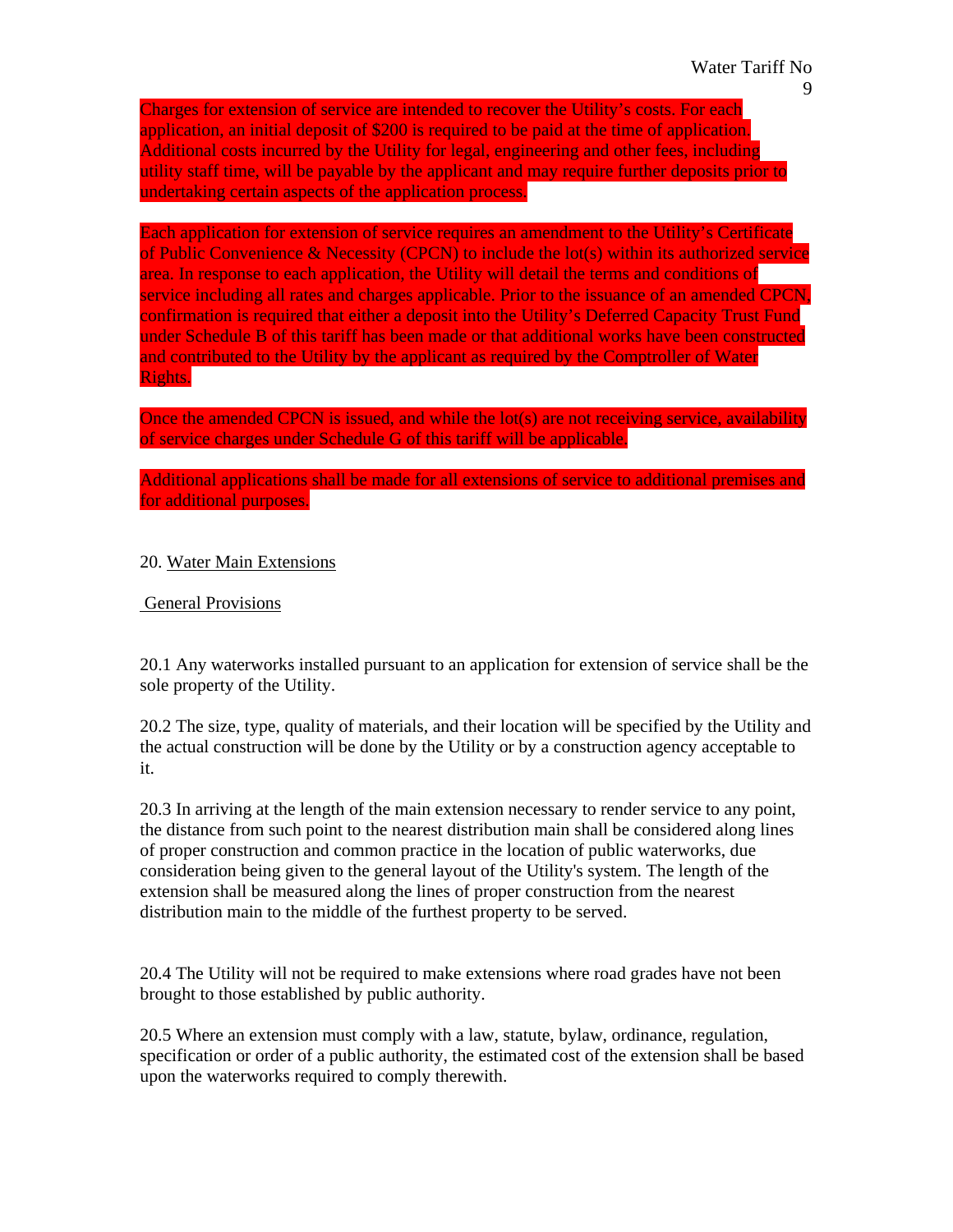Charges for extension of service are intended to recover the Utility's costs. For each application, an initial deposit of $200 is required to be paid at the time of application. Additional costs incurred by the Utility for legal, engineering and other fees, including utility staff time, will be payable by the applicant and may require further deposits prior to undertaking certain aspects of the application process.

Each application for extension of service requires an amendment to the Utility's Certificate of Public Convenience & Necessity (CPCN) to include the lot(s) within its authorized service area. In response to each application, the Utility will detail the terms and conditions of service including all rates and charges applicable. Prior to the issuance of an amended CPCN, confirmation is required that either a deposit into the Utility's Deferred Capacity Trust Fund under Schedule B of this tariff has been made or that additional works have been constructed and contributed to the Utility by the applicant as required by the Comptroller of Water Rights.

Once the amended CPCN is issued, and while the lot(s) are not receiving service, availability of service charges under Schedule G of this tariff will be applicable.

Additional applications shall be made for all extensions of service to additional premises and for additional purposes.

## 20. Water Main Extensions

### General Provisions

20.1 Any waterworks installed pursuant to an application for extension of service shall be the sole property of the Utility.

20.2 The size, type, quality of materials, and their location will be specified by the Utility and the actual construction will be done by the Utility or by a construction agency acceptable to it.

20.3 In arriving at the length of the main extension necessary to render service to any point, the distance from such point to the nearest distribution main shall be considered along lines of proper construction and common practice in the location of public waterworks, due consideration being given to the general layout of the Utility's system. The length of the extension shall be measured along the lines of proper construction from the nearest distribution main to the middle of the furthest property to be served.

20.4 The Utility will not be required to make extensions where road grades have not been brought to those established by public authority.

20.5 Where an extension must comply with a law, statute, bylaw, ordinance, regulation, specification or order of a public authority, the estimated cost of the extension shall be based upon the waterworks required to comply therewith.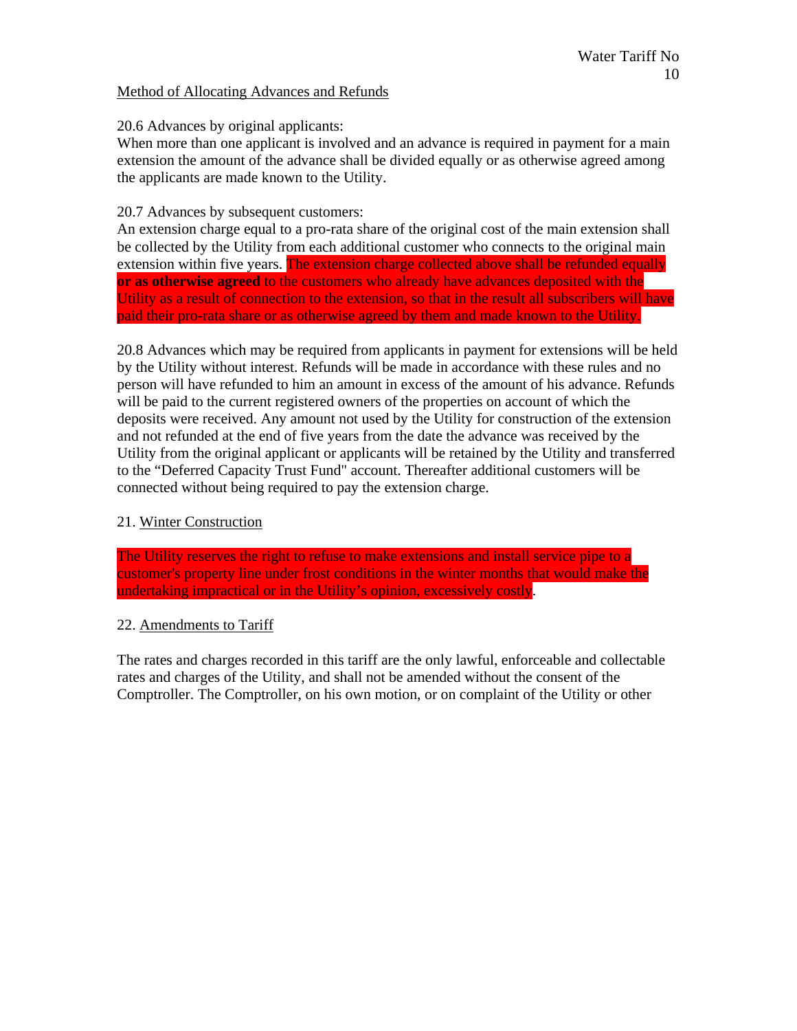Method of Allocating Advances and Refunds

20.6 Advances by original applicants:
When more than one applicant is involved and an advance is required in payment for a main extension the amount of the advance shall be divided equally or as otherwise agreed among the applicants are made known to the Utility.

20.7 Advances by subsequent customers:
An extension charge equal to a pro-rata share of the original cost of the main extension shall be collected by the Utility from each additional customer who connects to the original main extension within five years. The extension charge collected above shall be refunded equally **or as otherwise agreed** to the customers who already have advances deposited with the Utility as a result of connection to the extension, so that in the result all subscribers will have paid their pro-rata share or as otherwise agreed by them and made known to the Utility.

20.8 Advances which may be required from applicants in payment for extensions will be held by the Utility without interest. Refunds will be made in accordance with these rules and no person will have refunded to him an amount in excess of the amount of his advance. Refunds will be paid to the current registered owners of the properties on account of which the deposits were received. Any amount not used by the Utility for construction of the extension and not refunded at the end of five years from the date the advance was received by the Utility from the original applicant or applicants will be retained by the Utility and transferred to the "Deferred Capacity Trust Fund" account. Thereafter additional customers will be connected without being required to pay the extension charge.

21. Winter Construction

The Utility reserves the right to refuse to make extensions and install service pipe to a customer's property line under frost conditions in the winter months that would make the undertaking impractical or in the Utility's opinion, excessively costly.

22. Amendments to Tariff

The rates and charges recorded in this tariff are the only lawful, enforceable and collectable rates and charges of the Utility, and shall not be amended without the consent of the Comptroller. The Comptroller, on his own motion, or on complaint of the Utility or other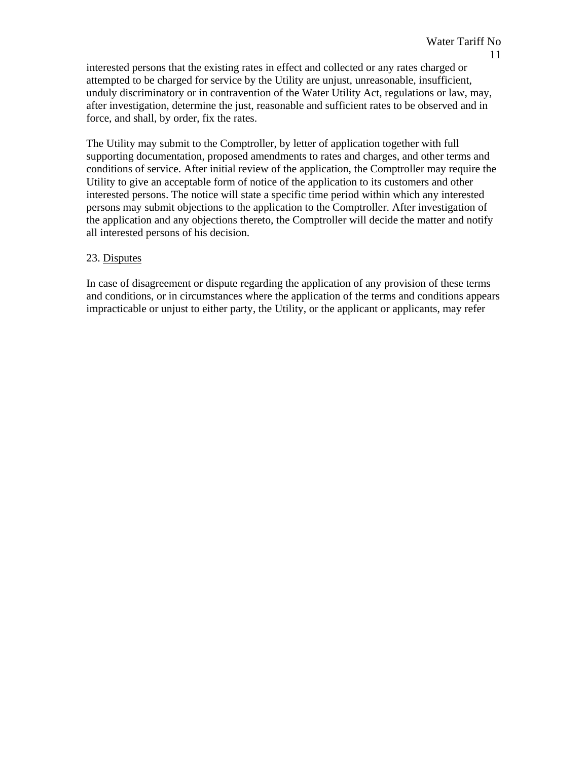interested persons that the existing rates in effect and collected or any rates charged or attempted to be charged for service by the Utility are unjust, unreasonable, insufficient, unduly discriminatory or in contravention of the Water Utility Act, regulations or law, may, after investigation, determine the just, reasonable and sufficient rates to be observed and in force, and shall, by order, fix the rates.

The Utility may submit to the Comptroller, by letter of application together with full supporting documentation, proposed amendments to rates and charges, and other terms and conditions of service. After initial review of the application, the Comptroller may require the Utility to give an acceptable form of notice of the application to its customers and other interested persons. The notice will state a specific time period within which any interested persons may submit objections to the application to the Comptroller. After investigation of the application and any objections thereto, the Comptroller will decide the matter and notify all interested persons of his decision.

23. Disputes

In case of disagreement or dispute regarding the application of any provision of these terms and conditions, or in circumstances where the application of the terms and conditions appears impracticable or unjust to either party, the Utility, or the applicant or applicants, may refer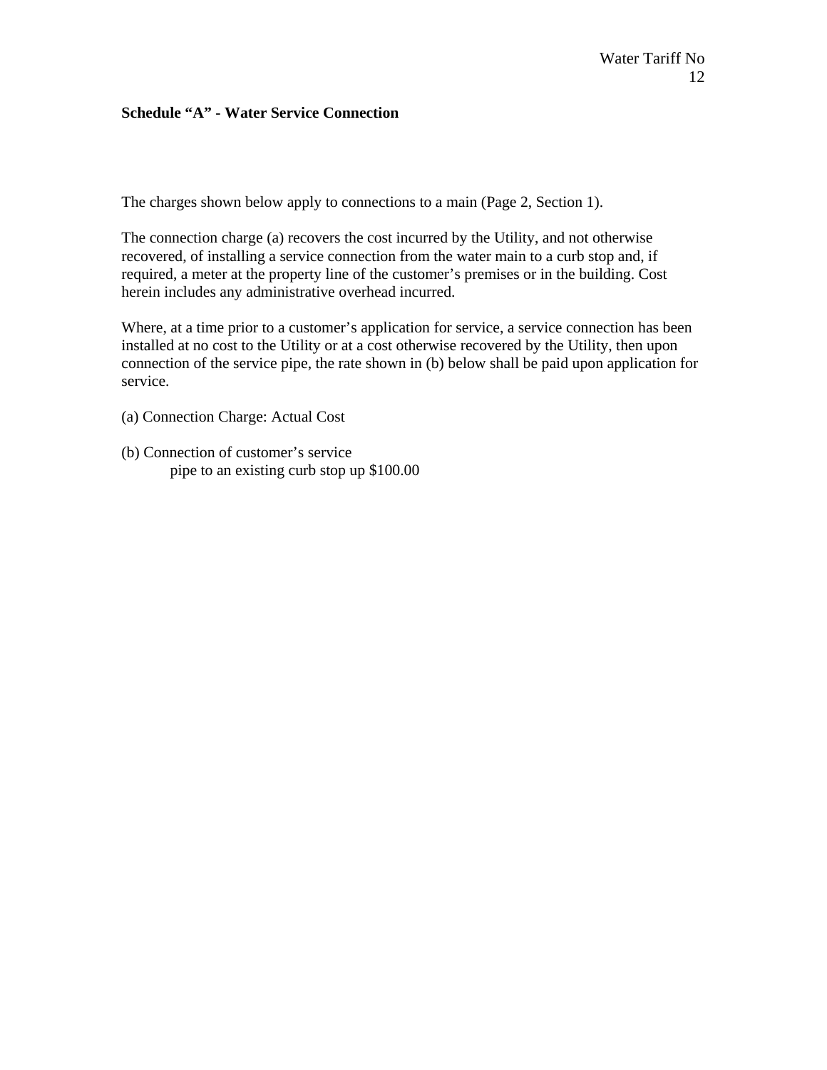## Schedule "A" - Water Service Connection

The charges shown below apply to connections to a main (Page 2, Section 1).

The connection charge (a) recovers the cost incurred by the Utility, and not otherwise recovered, of installing a service connection from the water main to a curb stop and, if required, a meter at the property line of the customer's premises or in the building. Cost herein includes any administrative overhead incurred.

Where, at a time prior to a customer's application for service, a service connection has been installed at no cost to the Utility or at a cost otherwise recovered by the Utility, then upon connection of the service pipe, the rate shown in (b) below shall be paid upon application for service.

(a) Connection Charge: Actual Cost

(b) Connection of customer's service
pipe to an existing curb stop up $100.00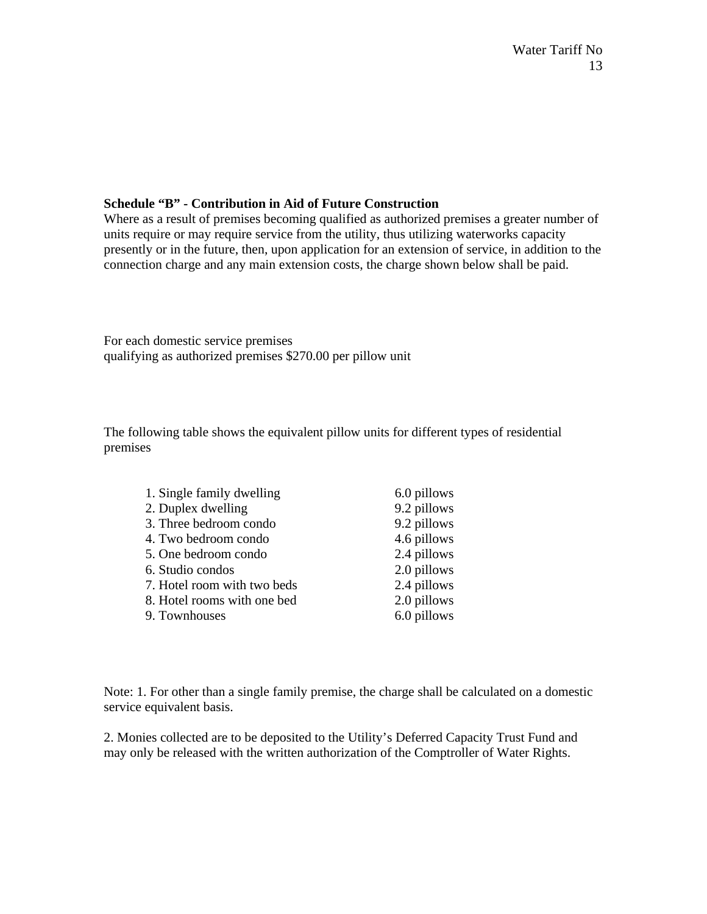### Schedule "B" - Contribution in Aid of Future Construction

Where as a result of premises becoming qualified as authorized premises a greater number of units require or may require service from the utility, thus utilizing waterworks capacity presently or in the future, then, upon application for an extension of service, in addition to the connection charge and any main extension costs, the charge shown below shall be paid.

For each domestic service premises qualifying as authorized premises $270.00 per pillow unit

The following table shows the equivalent pillow units for different types of residential premises

| Premises type | Pillows |
|---|---|
| 1. Single family dwelling | 6.0 pillows |
| 2. Duplex dwelling | 9.2 pillows |
| 3. Three bedroom condo | 9.2 pillows |
| 4. Two bedroom condo | 4.6 pillows |
| 5. One bedroom condo | 2.4 pillows |
| 6. Studio condos | 2.0 pillows |
| 7. Hotel room with two beds | 2.4 pillows |
| 8. Hotel rooms with one bed | 2.0 pillows |
| 9. Townhouses | 6.0 pillows |

Note: 1. For other than a single family premise, the charge shall be calculated on a domestic service equivalent basis.

2. Monies collected are to be deposited to the Utility's Deferred Capacity Trust Fund and may only be released with the written authorization of the Comptroller of Water Rights.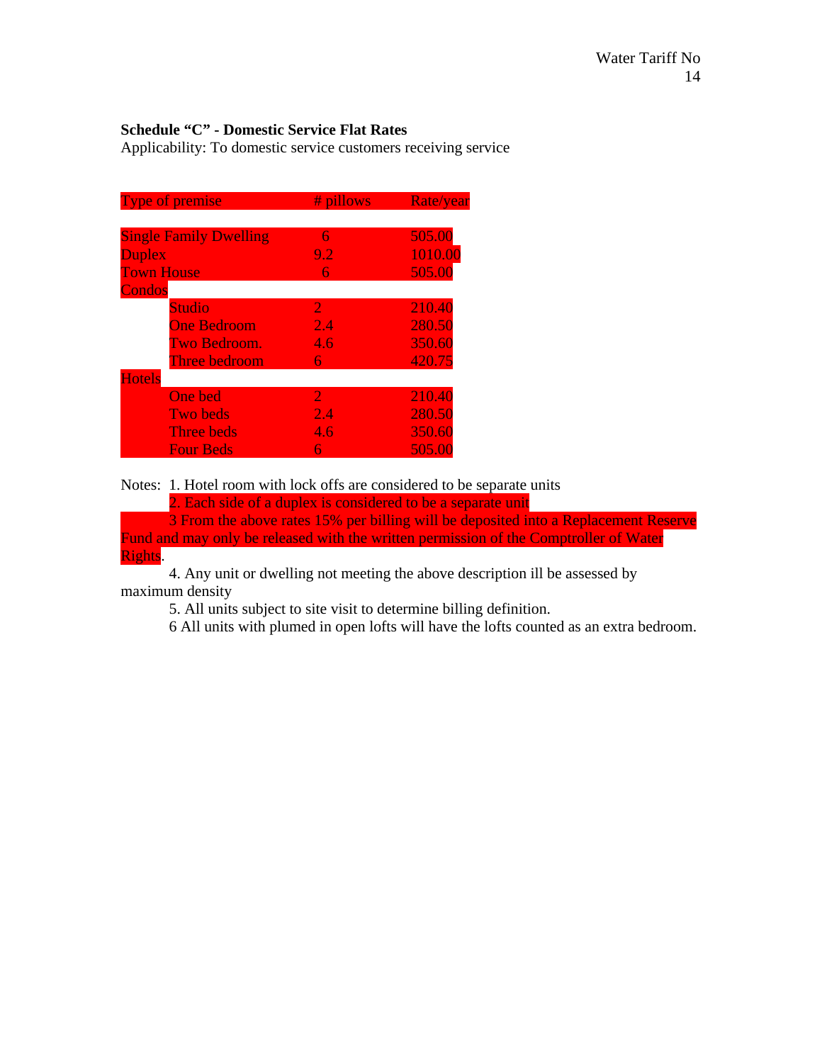**Schedule "C" - Domestic Service Flat Rates**
Applicability: To domestic service customers receiving service

| Type of premise | | # pillows | Rate/year |
|---|---|---|---|
| Single Family Dwelling | | 6 | 505.00 |
| Duplex | | 9.2 | 1010.00 |
| Town House | | 6 | 505.00 |
| Condos | | | |
| | Studio | 2 | 210.40 |
| | One Bedroom | 2.4 | 280.50 |
| | Two Bedroom. | 4.6 | 350.60 |
| | Three bedroom | 6 | 420.75 |
| Hotels | | | |
| | One bed | 2 | 210.40 |
| | Two beds | 2.4 | 280.50 |
| | Three beds | 4.6 | 350.60 |
| | Four Beds | 6 | 505.00 |

Notes: 1. Hotel room with lock offs are considered to be separate units

2. Each side of a duplex is considered to be a separate unit

3 From the above rates 15% per billing will be deposited into a Replacement Reserve Fund and may only be released with the written permission of the Comptroller of Water Rights.

4. Any unit or dwelling not meeting the above description ill be assessed by maximum density

5. All units subject to site visit to determine billing definition.

6 All units with plumed in open lofts will have the lofts counted as an extra bedroom.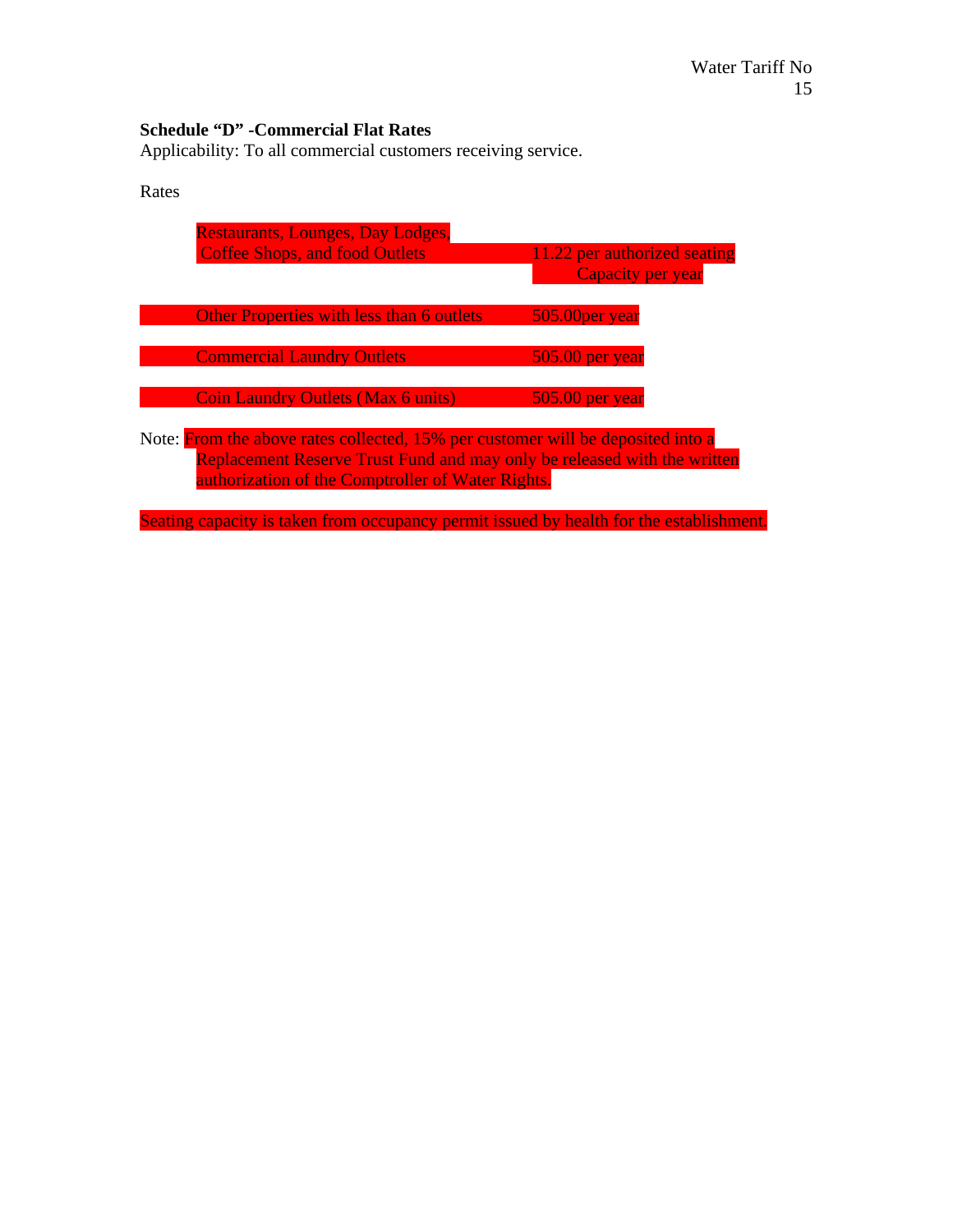**Schedule "D" -Commercial Flat Rates**
Applicability: To all commercial customers receiving service.

Rates

| | |
|---|---|
| Restaurants, Lounges, Day Lodges, Coffee Shops, and food Outlets | 11.22 per authorized seating Capacity per year |
| Other Properties with less than 6 outlets | 505.00per year |
| Commercial Laundry Outlets | 505.00 per year |
| Coin Laundry Outlets (Max 6 units) | 505.00 per year |

Note: From the above rates collected, 15% per customer will be deposited into a Replacement Reserve Trust Fund and may only be released with the written authorization of the Comptroller of Water Rights.

Seating capacity is taken from occupancy permit issued by health for the establishment.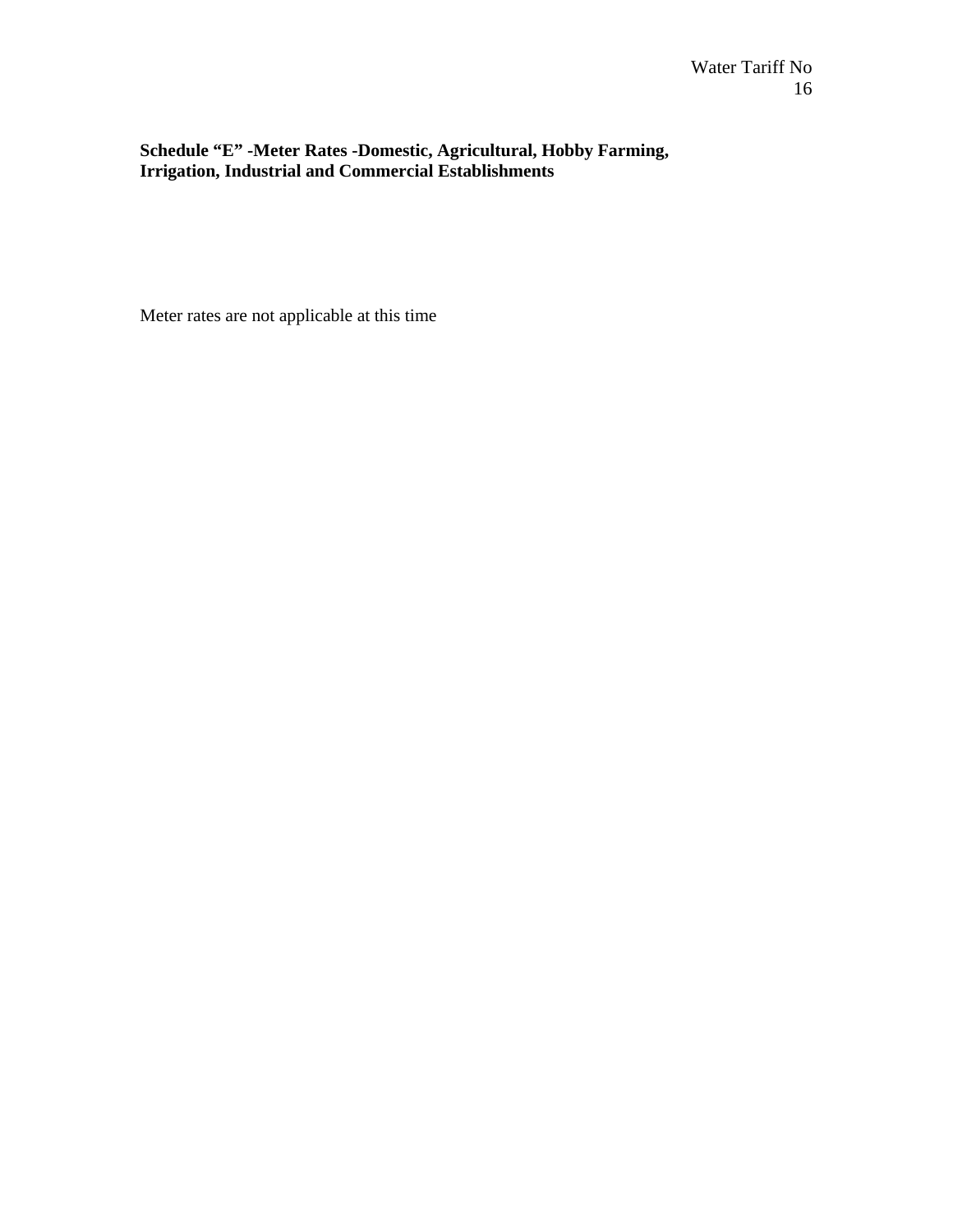**Schedule "E" -Meter Rates -Domestic, Agricultural, Hobby Farming, Irrigation, Industrial and Commercial Establishments**

Meter rates are not applicable at this time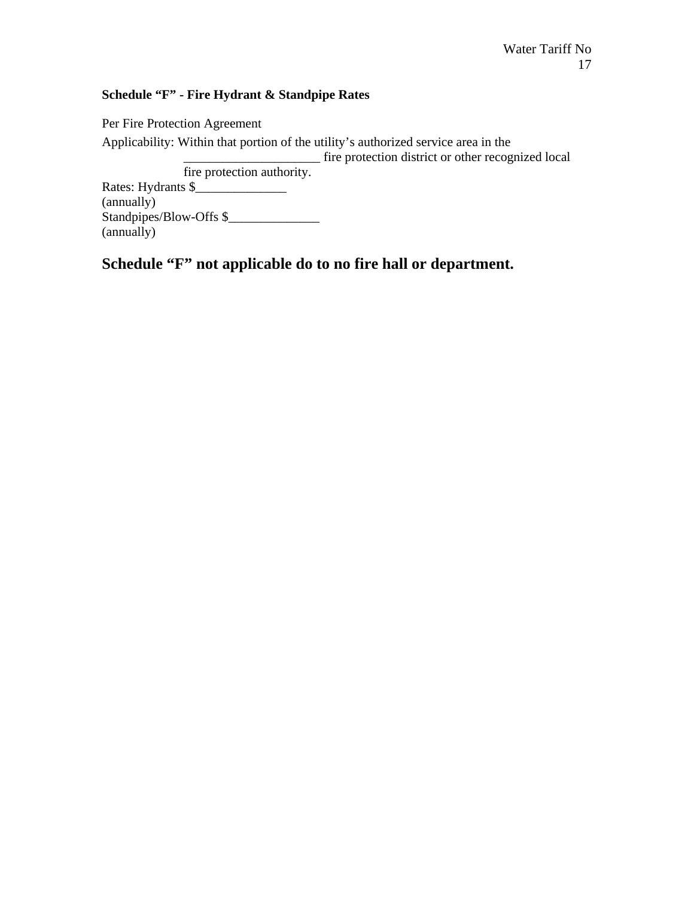**Schedule "F" - Fire Hydrant & Standpipe Rates**

Per Fire Protection Agreement

Applicability: Within that portion of the utility's authorized service area in the _____________________ fire protection district or other recognized local fire protection authority.

Rates: Hydrants $______________ (annually)

Standpipes/Blow-Offs $______________ (annually)

## Schedule "F" not applicable do to no fire hall or department.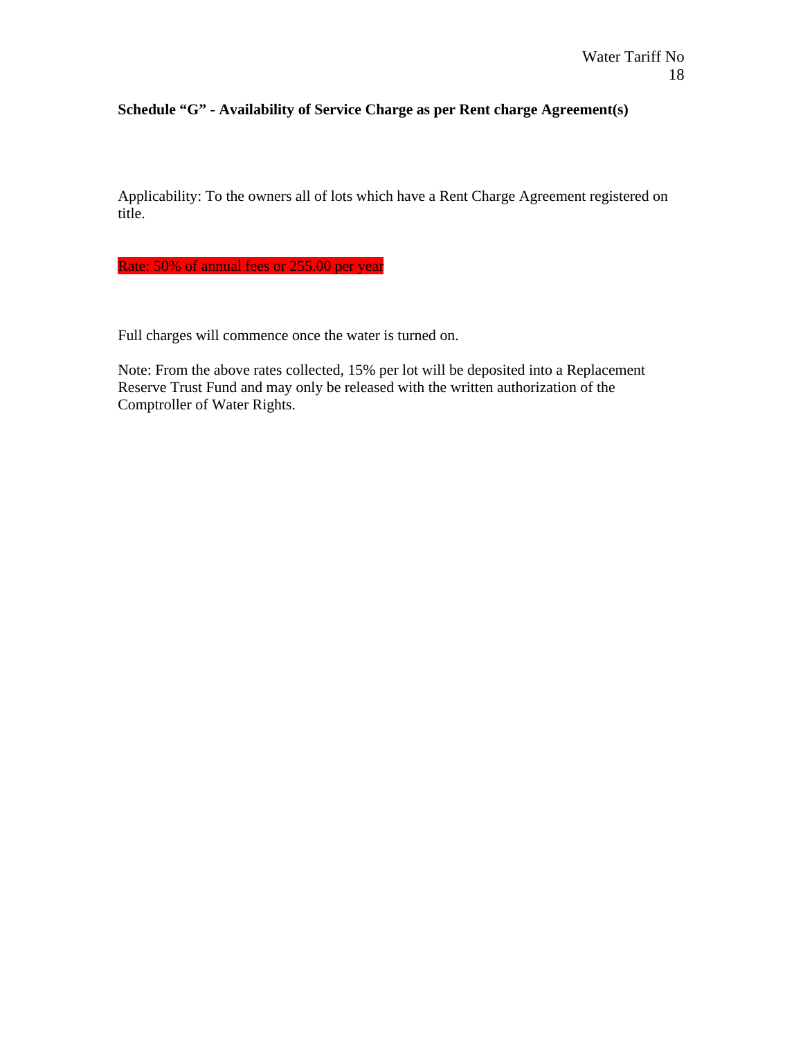**Schedule "G" - Availability of Service Charge as per Rent charge Agreement(s)**

Applicability: To the owners all of lots which have a Rent Charge Agreement registered on title.

Rate: 50% of annual fees or 255.00 per year

Full charges will commence once the water is turned on.

Note: From the above rates collected, 15% per lot will be deposited into a Replacement Reserve Trust Fund and may only be released with the written authorization of the Comptroller of Water Rights.